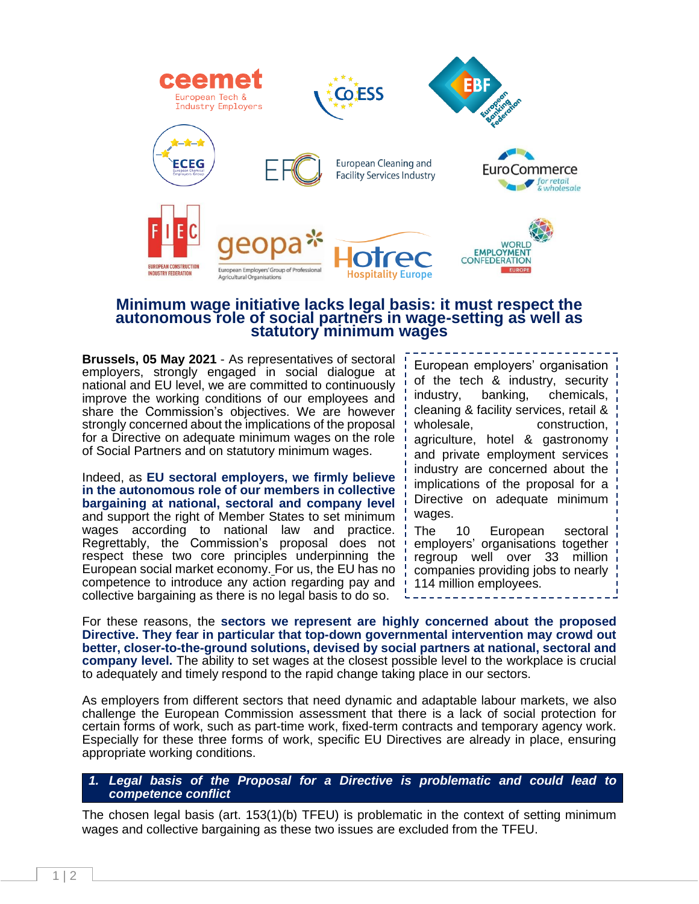# Minimum wage initiative lacks legal basis: it must respect the autonomous role of social partners in wage-setting as well as statutory minimum wages

**Brussels, 05 May 2021** - As representatives of sectoral employers, strongly engaged in social dialogue at national and EU level, we are committed to continuously improve the working conditions of our employees and share the Commission's objectives. We are however strongly concerned about the implications of the proposal for a Directive on adequate minimum wages on the role of Social Partners and on statutory minimum wages.

Indeed, as **EU sectoral employers, we firmly believe in the autonomous role of our members in collective bargaining at national, sectoral and company level** and support the right of Member States to set minimum wages according to national law and practice. Regrettably, the Commission's proposal does not respect these two core principles underpinning the European social market economy. For us, the EU has no competence to introduce any action regarding pay and collective bargaining as there is no legal basis to do so.

> European employers' organisation of the tech & industry, security industry, banking, chemicals, cleaning & facility services, retail & wholesale, construction, agriculture, hotel & gastronomy and private employment services industry are concerned about the implications of the proposal for a Directive on adequate minimum wages.
>
> The 10 European sectoral employers' organisations together regroup well over 33 million companies providing jobs to nearly 114 million employees.

For these reasons, the **sectors we represent are highly concerned about the proposed Directive. They fear in particular that top-down governmental intervention may crowd out better, closer-to-the-ground solutions, devised by social partners at national, sectoral and company level.** The ability to set wages at the closest possible level to the workplace is crucial to adequately and timely respond to the rapid change taking place in our sectors.

As employers from different sectors that need dynamic and adaptable labour markets, we also challenge the European Commission assessment that there is a lack of social protection for certain forms of work, such as part-time work, fixed-term contracts and temporary agency work. Especially for these three forms of work, specific EU Directives are already in place, ensuring appropriate working conditions.

## *1. Legal basis of the Proposal for a Directive is problematic and could lead to competence conflict*

The chosen legal basis (art. 153(1)(b) TFEU) is problematic in the context of setting minimum wages and collective bargaining as these two issues are excluded from the TFEU.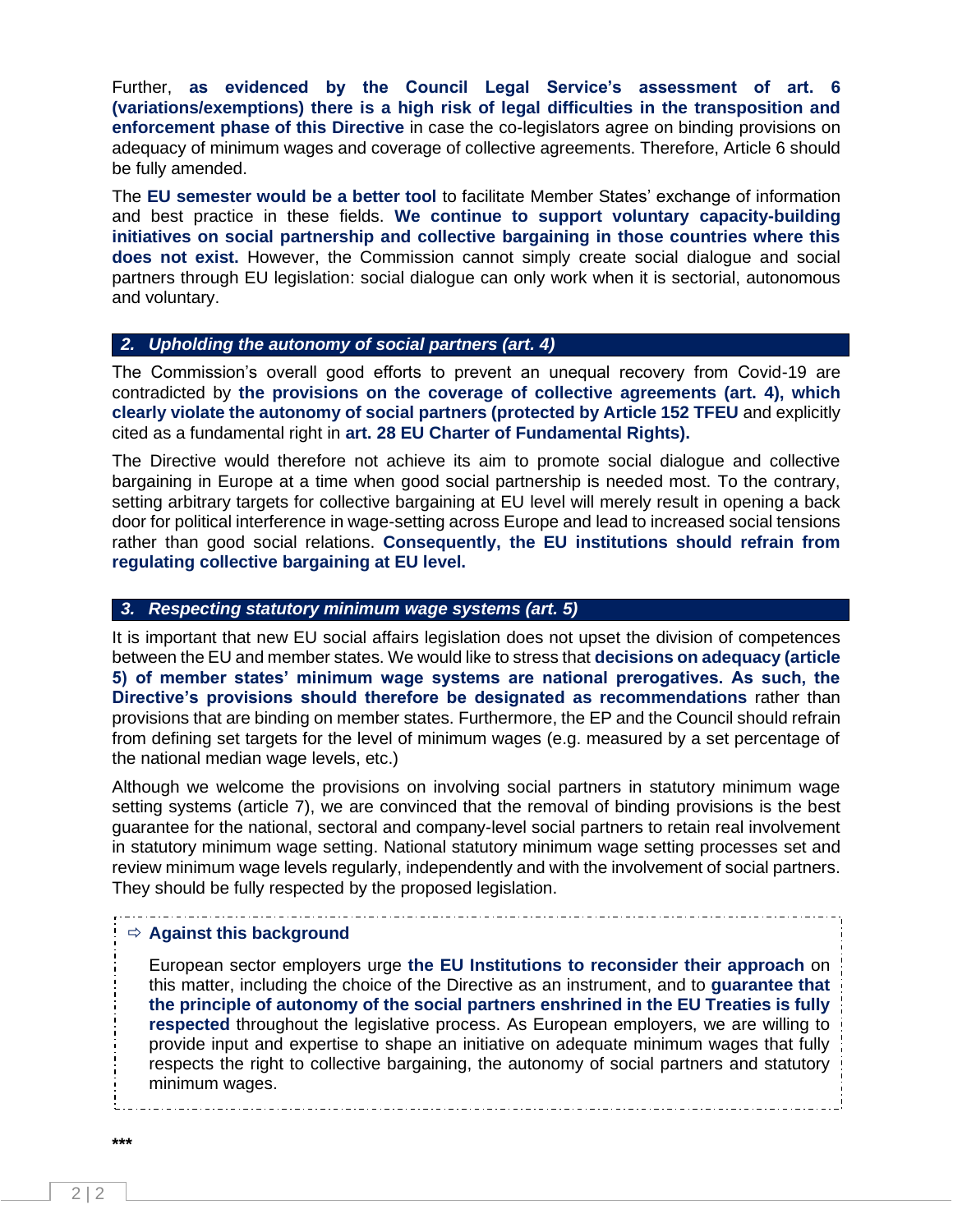Further, **as evidenced by the Council Legal Service's assessment of art. 6 (variations/exemptions) there is a high risk of legal difficulties in the transposition and enforcement phase of this Directive** in case the co-legislators agree on binding provisions on adequacy of minimum wages and coverage of collective agreements. Therefore, Article 6 should be fully amended.

The **EU semester would be a better tool** to facilitate Member States' exchange of information and best practice in these fields. **We continue to support voluntary capacity-building initiatives on social partnership and collective bargaining in those countries where this does not exist.** However, the Commission cannot simply create social dialogue and social partners through EU legislation: social dialogue can only work when it is sectorial, autonomous and voluntary.

## *2. Upholding the autonomy of social partners (art. 4)*

The Commission's overall good efforts to prevent an unequal recovery from Covid-19 are contradicted by **the provisions on the coverage of collective agreements (art. 4), which clearly violate the autonomy of social partners (protected by Article 152 TFEU** and explicitly cited as a fundamental right in **art. 28 EU Charter of Fundamental Rights).**

The Directive would therefore not achieve its aim to promote social dialogue and collective bargaining in Europe at a time when good social partnership is needed most. To the contrary, setting arbitrary targets for collective bargaining at EU level will merely result in opening a back door for political interference in wage-setting across Europe and lead to increased social tensions rather than good social relations. **Consequently, the EU institutions should refrain from regulating collective bargaining at EU level.**

## *3. Respecting statutory minimum wage systems (art. 5)*

It is important that new EU social affairs legislation does not upset the division of competences between the EU and member states. We would like to stress that **decisions on adequacy (article 5) of member states' minimum wage systems are national prerogatives. As such, the Directive's provisions should therefore be designated as recommendations** rather than provisions that are binding on member states. Furthermore, the EP and the Council should refrain from defining set targets for the level of minimum wages (e.g. measured by a set percentage of the national median wage levels, etc.)

Although we welcome the provisions on involving social partners in statutory minimum wage setting systems (article 7), we are convinced that the removal of binding provisions is the best guarantee for the national, sectoral and company-level social partners to retain real involvement in statutory minimum wage setting. National statutory minimum wage setting processes set and review minimum wage levels regularly, independently and with the involvement of social partners. They should be fully respected by the proposed legislation.

⇨ **Against this background**

European sector employers urge **the EU Institutions to reconsider their approach** on this matter, including the choice of the Directive as an instrument, and to **guarantee that the principle of autonomy of the social partners enshrined in the EU Treaties is fully respected** throughout the legislative process. As European employers, we are willing to provide input and expertise to shape an initiative on adequate minimum wages that fully respects the right to collective bargaining, the autonomy of social partners and statutory minimum wages.

***